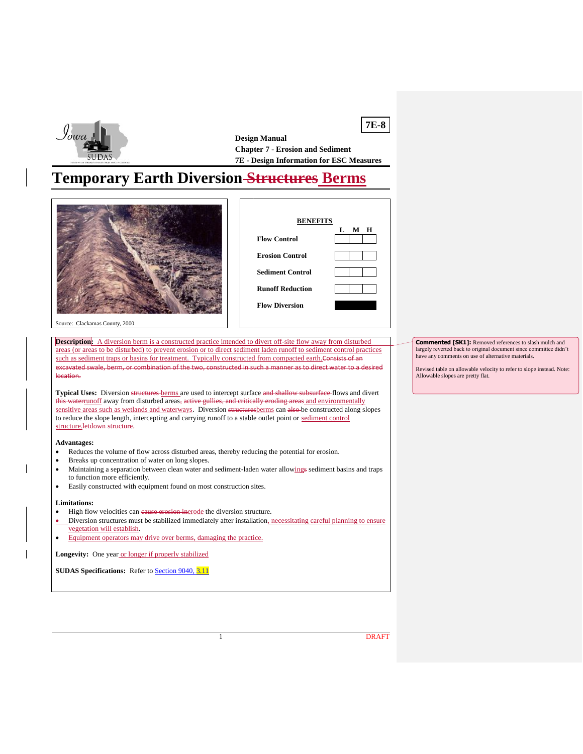**7E-8**

**Design Manual**
**Chapter 7 - Erosion and Sediment**
**7E - Design Information for ESC Measures**

# Temporary Earth Diversion ~~Structures~~ Berms

Source: Clackamas County, 2000

| BENEFITS | L | M | H |
|---|---|---|---|
| **Flow Control** | | | |
| **Erosion Control** | | | |
| **Sediment Control** | | | |
| **Runoff Reduction** | | | |
| **Flow Diversion** | ■ | ■ | ■ |

**Description:** A diversion berm is a constructed practice intended to divert off-site flow away from disturbed areas (or areas to be disturbed) to prevent erosion or to direct sediment laden runoff to sediment control practices such as sediment traps or basins for treatment. Typically constructed from compacted earth. ~~Consists of an excavated swale, berm, or combination of the two, constructed in such a manner as to direct water to a desired location.~~

**Typical Uses:** Diversion ~~structures~~ berms are used to intercept surface ~~and shallow subsurface~~ flows and divert ~~this water~~runoff away from disturbed areas~~, active gullies, and critically eroding areas~~ and environmentally sensitive areas such as wetlands and waterways. Diversion ~~structures~~berms can ~~also~~ be constructed along slopes to reduce the slope length, intercepting and carrying runoff to a stable outlet point or sediment control structure.~~letdown structure.~~

**Advantages:**

- Reduces the volume of flow across disturbed areas, thereby reducing the potential for erosion.
- Breaks up concentration of water on long slopes.
- Maintaining a separation between clean water and sediment-laden water allowing~~s~~ sediment basins and traps to function more efficiently.
- Easily constructed with equipment found on most construction sites.

**Limitations:**

- High flow velocities can ~~cause erosion in~~erode the diversion structure.
- Diversion structures must be stabilized immediately after installation, necessitating careful planning to ensure vegetation will establish.
- Equipment operators may drive over berms, damaging the practice.

**Longevity:** One year or longer if properly stabilized

**SUDAS Specifications:** Refer to Section 9040, 3.11

**Commented [SK1]:** Removed references to slash mulch and largely reverted back to original document since committee didn't have any comments on use of alternative materials.

Revised table on allowable velocity to refer to slope instead. Note: Allowable slopes are pretty flat.

DRAFT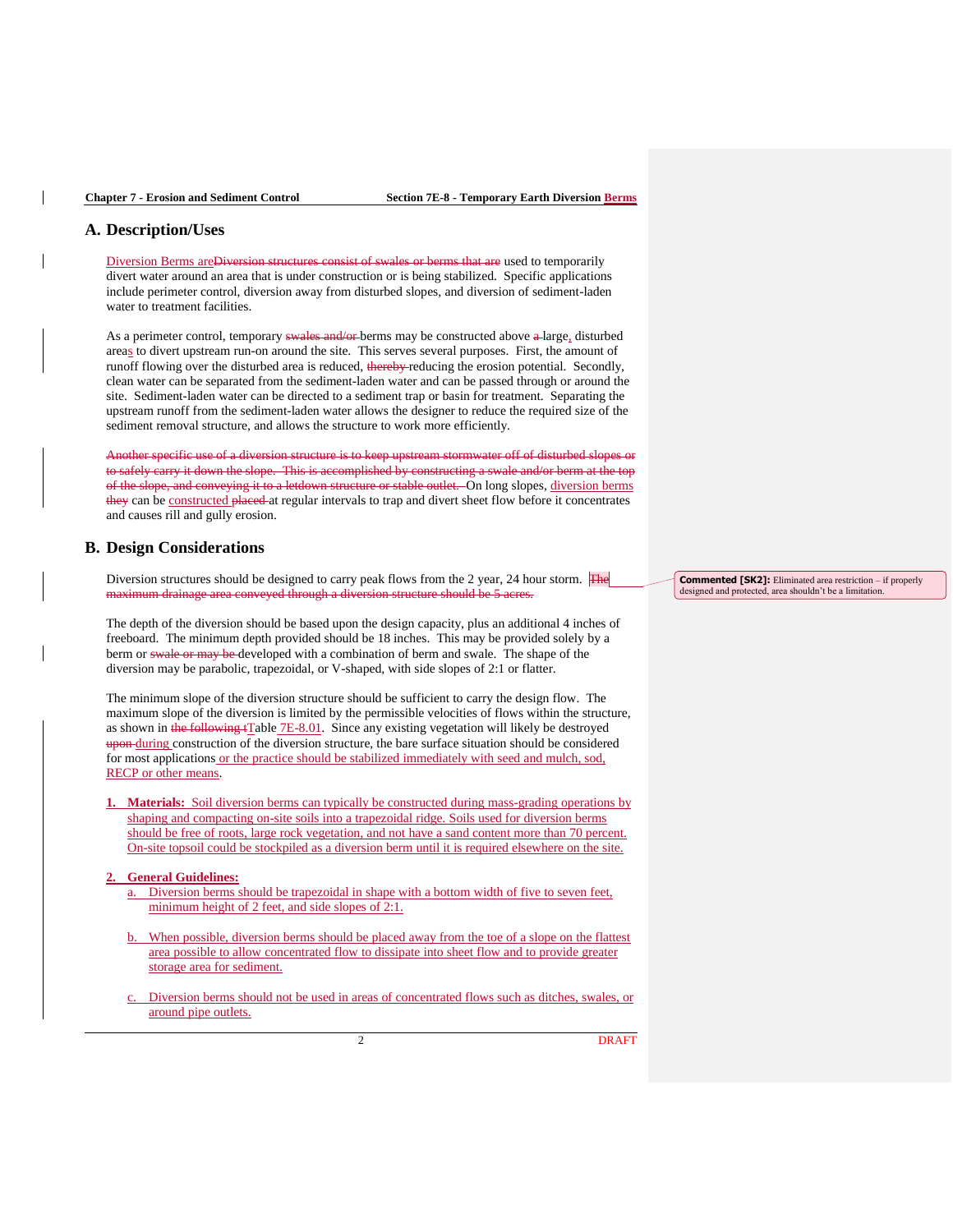## A. Description/Uses

Diversion Berms are~~Diversion structures consist of swales or berms that are~~ used to temporarily divert water around an area that is under construction or is being stabilized. Specific applications include perimeter control, diversion away from disturbed slopes, and diversion of sediment-laden water to treatment facilities.

As a perimeter control, temporary ~~swales and/or~~ berms may be constructed above ~~a~~ large, disturbed areas to divert upstream run-on around the site. This serves several purposes. First, the amount of runoff flowing over the disturbed area is reduced, ~~thereby~~ reducing the erosion potential. Secondly, clean water can be separated from the sediment-laden water and can be passed through or around the site. Sediment-laden water can be directed to a sediment trap or basin for treatment. Separating the upstream runoff from the sediment-laden water allows the designer to reduce the required size of the sediment removal structure, and allows the structure to work more efficiently.

~~Another specific use of a diversion structure is to keep upstream stormwater off of disturbed slopes or to safely carry it down the slope. This is accomplished by constructing a swale and/or berm at the top of the slope, and conveying it to a letdown structure or stable outlet.~~ On long slopes, diversion berms ~~they~~ can be constructed ~~placed~~ at regular intervals to trap and divert sheet flow before it concentrates and causes rill and gully erosion.

## B. Design Considerations

Diversion structures should be designed to carry peak flows from the 2 year, 24 hour storm. ~~The maximum drainage area conveyed through a diversion structure should be 5 acres.~~

> **Commented [SK2]:** Eliminated area restriction – if properly designed and protected, area shouldn't be a limitation.

The depth of the diversion should be based upon the design capacity, plus an additional 4 inches of freeboard. The minimum depth provided should be 18 inches. This may be provided solely by a berm or ~~swale or may be~~ developed with a combination of berm and swale. The shape of the diversion may be parabolic, trapezoidal, or V-shaped, with side slopes of 2:1 or flatter.

The minimum slope of the diversion structure should be sufficient to carry the design flow. The maximum slope of the diversion is limited by the permissible velocities of flows within the structure, as shown in ~~the following t~~Table 7E-8.01. Since any existing vegetation will likely be destroyed ~~upon~~ during construction of the diversion structure, the bare surface situation should be considered for most applications or the practice should be stabilized immediately with seed and mulch, sod, RECP or other means.

1. **Materials:** Soil diversion berms can typically be constructed during mass-grading operations by shaping and compacting on-site soils into a trapezoidal ridge. Soils used for diversion berms should be free of roots, large rock vegetation, and not have a sand content more than 70 percent. On-site topsoil could be stockpiled as a diversion berm until it is required elsewhere on the site.

2. **General Guidelines:**
   a. Diversion berms should be trapezoidal in shape with a bottom width of five to seven feet, minimum height of 2 feet, and side slopes of 2:1.

   b. When possible, diversion berms should be placed away from the toe of a slope on the flattest area possible to allow concentrated flow to dissipate into sheet flow and to provide greater storage area for sediment.

   c. Diversion berms should not be used in areas of concentrated flows such as ditches, swales, or around pipe outlets.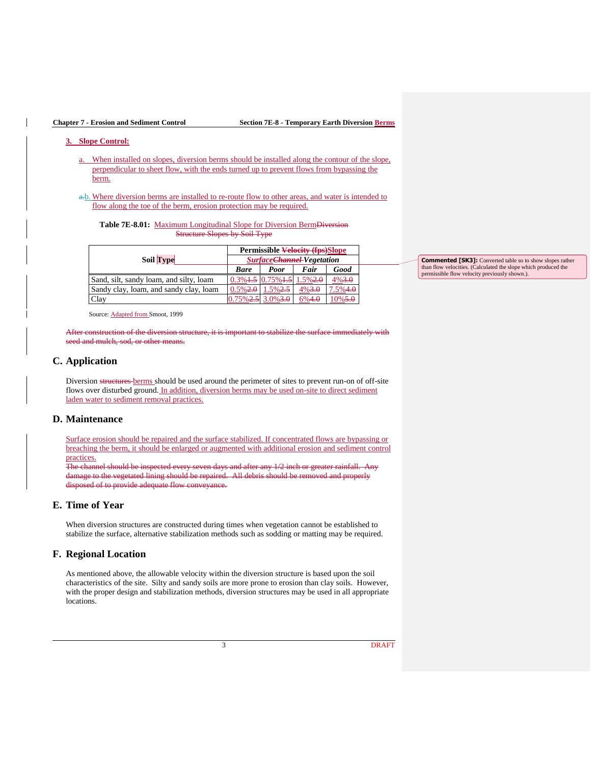**3. Slope Control:**

a. When installed on slopes, diversion berms should be installed along the contour of the slope, perpendicular to sheet flow, with the ends turned up to prevent flows from bypassing the berm.

~~a.~~b. Where diversion berms are installed to re-route flow to other areas, and water is intended to flow along the toe of the berm, erosion protection may be required.

**Table 7E-8.01:** Maximum Longitudinal Slope for Diversion Berm~~Diversion Structure Slopes by Soil Type~~

| Soil Type | Permissible ~~Velocity (fps)~~Slope | | | |
|---|---|---|---|---|
| | ***Surface~~Channel~~ Vegetation*** | | | |
| | ***Bare*** | ***Poor*** | ***Fair*** | ***Good*** |
| Sand, silt, sandy loam, and silty, loam | 0.3%~~1.5~~ | 0.75%~~1.5~~ | 1.5%~~2.0~~ | 4%~~3.0~~ |
| Sandy clay, loam, and sandy clay, loam | 0.5%~~2.0~~ | 1.5%~~2.5~~ | 4%~~3.0~~ | 7.5%~~4.0~~ |
| Clay | 0.75%~~2.5~~ | 3.0%~~3.0~~ | 6%~~4.0~~ | 10%~~5.0~~ |

Source: Adapted from Smoot, 1999

**Commented [SK3]:** Converted table so to show slopes rather than flow velocities. (Calculated the slope which produced the permissible flow velocity previously shown.).

~~After construction of the diversion structure, it is important to stabilize the surface immediately with seed and mulch, sod, or other means.~~

## C. Application

Diversion ~~structures~~ berms should be used around the perimeter of sites to prevent run-on of off-site flows over disturbed ground. In addition, diversion berms may be used on-site to direct sediment laden water to sediment removal practices.

## D. Maintenance

Surface erosion should be repaired and the surface stabilized. If concentrated flows are bypassing or breaching the berm, it should be enlarged or augmented with additional erosion and sediment control practices.
~~The channel should be inspected every seven days and after any 1/2 inch or greater rainfall. Any damage to the vegetated lining should be repaired. All debris should be removed and properly disposed of to provide adequate flow conveyance.~~

## E. Time of Year

When diversion structures are constructed during times when vegetation cannot be established to stabilize the surface, alternative stabilization methods such as sodding or matting may be required.

## F. Regional Location

As mentioned above, the allowable velocity within the diversion structure is based upon the soil characteristics of the site. Silty and sandy soils are more prone to erosion than clay soils. However, with the proper design and stabilization methods, diversion structures may be used in all appropriate locations.